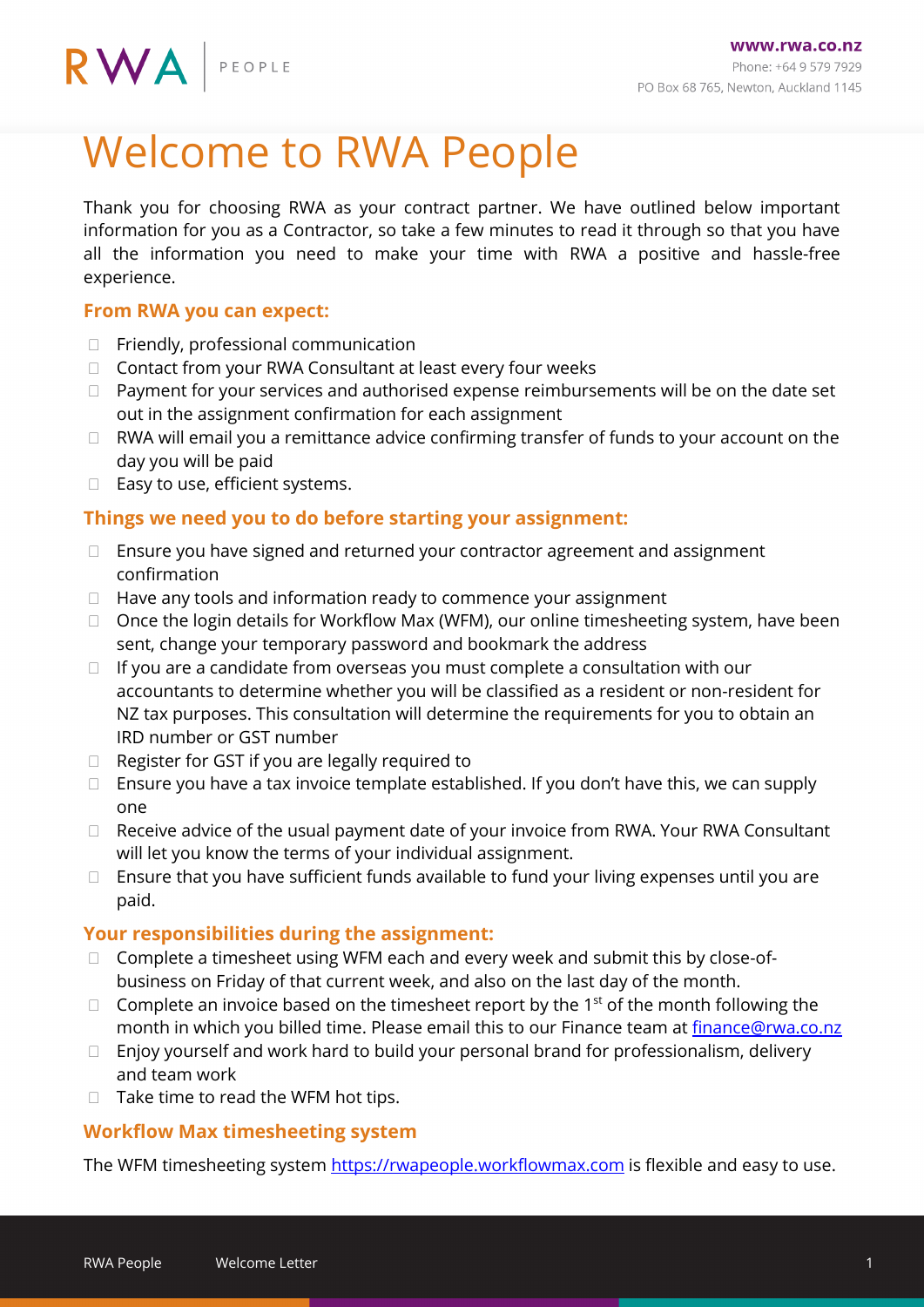# Welcome to RWA People

Thank you for choosing RWA as your contract partner. We have outlined below important information for you as a Contractor, so take a few minutes to read it through so that you have all the information you need to make your time with RWA a positive and hassle-free experience.

## From RWA you can expect:

- Friendly, professional communication
- Contact from your RWA Consultant at least every four weeks
- Payment for your services and authorised expense reimbursements will be on the date set out in the assignment confirmation for each assignment
- RWA will email you a remittance advice confirming transfer of funds to your account on the day you will be paid
- Easy to use, efficient systems.

## Things we need you to do before starting your assignment:

- Ensure you have signed and returned your contractor agreement and assignment confirmation
- Have any tools and information ready to commence your assignment
- Once the login details for Workflow Max (WFM), our online timesheeting system, have been sent, change your temporary password and bookmark the address
- If you are a candidate from overseas you must complete a consultation with our accountants to determine whether you will be classified as a resident or non-resident for NZ tax purposes. This consultation will determine the requirements for you to obtain an IRD number or GST number
- Register for GST if you are legally required to
- Ensure you have a tax invoice template established. If you don't have this, we can supply one
- Receive advice of the usual payment date of your invoice from RWA. Your RWA Consultant will let you know the terms of your individual assignment.
- Ensure that you have sufficient funds available to fund your living expenses until you are paid.

## Your responsibilities during the assignment:

- Complete a timesheet using WFM each and every week and submit this by close-of-business on Friday of that current week, and also on the last day of the month.
- Complete an invoice based on the timesheet report by the 1st of the month following the month in which you billed time. Please email this to our Finance team at finance@rwa.co.nz
- Enjoy yourself and work hard to build your personal brand for professionalism, delivery and team work
- Take time to read the WFM hot tips.

## Workflow Max timesheeting system

The WFM timesheeting system https://rwapeople.workflowmax.com is flexible and easy to use.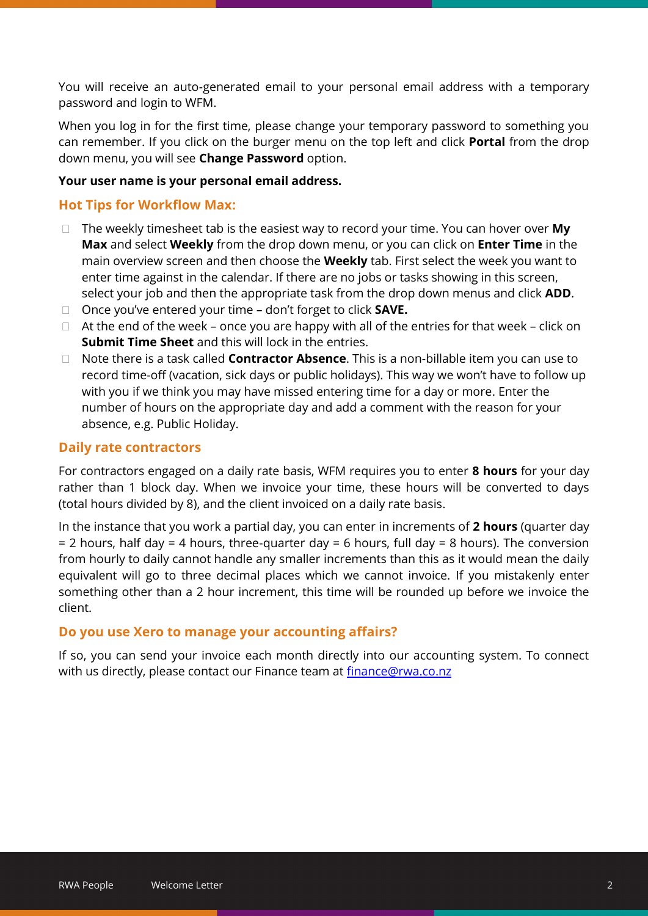You will receive an auto-generated email to your personal email address with a temporary password and login to WFM.

When you log in for the first time, please change your temporary password to something you can remember. If you click on the burger menu on the top left and click **Portal** from the drop down menu, you will see **Change Password** option.

**Your user name is your personal email address.**

### Hot Tips for Workflow Max:

- The weekly timesheet tab is the easiest way to record your time. You can hover over **My Max** and select **Weekly** from the drop down menu, or you can click on **Enter Time** in the main overview screen and then choose the **Weekly** tab. First select the week you want to enter time against in the calendar. If there are no jobs or tasks showing in this screen, select your job and then the appropriate task from the drop down menus and click **ADD**.
- Once you've entered your time – don't forget to click **SAVE.**
- At the end of the week – once you are happy with all of the entries for that week – click on **Submit Time Sheet** and this will lock in the entries.
- Note there is a task called **Contractor Absence**. This is a non-billable item you can use to record time-off (vacation, sick days or public holidays). This way we won't have to follow up with you if we think you may have missed entering time for a day or more. Enter the number of hours on the appropriate day and add a comment with the reason for your absence, e.g. Public Holiday.

### Daily rate contractors

For contractors engaged on a daily rate basis, WFM requires you to enter **8 hours** for your day rather than 1 block day. When we invoice your time, these hours will be converted to days (total hours divided by 8), and the client invoiced on a daily rate basis.

In the instance that you work a partial day, you can enter in increments of **2 hours** (quarter day = 2 hours, half day = 4 hours, three-quarter day = 6 hours, full day = 8 hours). The conversion from hourly to daily cannot handle any smaller increments than this as it would mean the daily equivalent will go to three decimal places which we cannot invoice. If you mistakenly enter something other than a 2 hour increment, this time will be rounded up before we invoice the client.

### Do you use Xero to manage your accounting affairs?

If so, you can send your invoice each month directly into our accounting system. To connect with us directly, please contact our Finance team at [finance@rwa.co.nz](mailto:finance@rwa.co.nz)